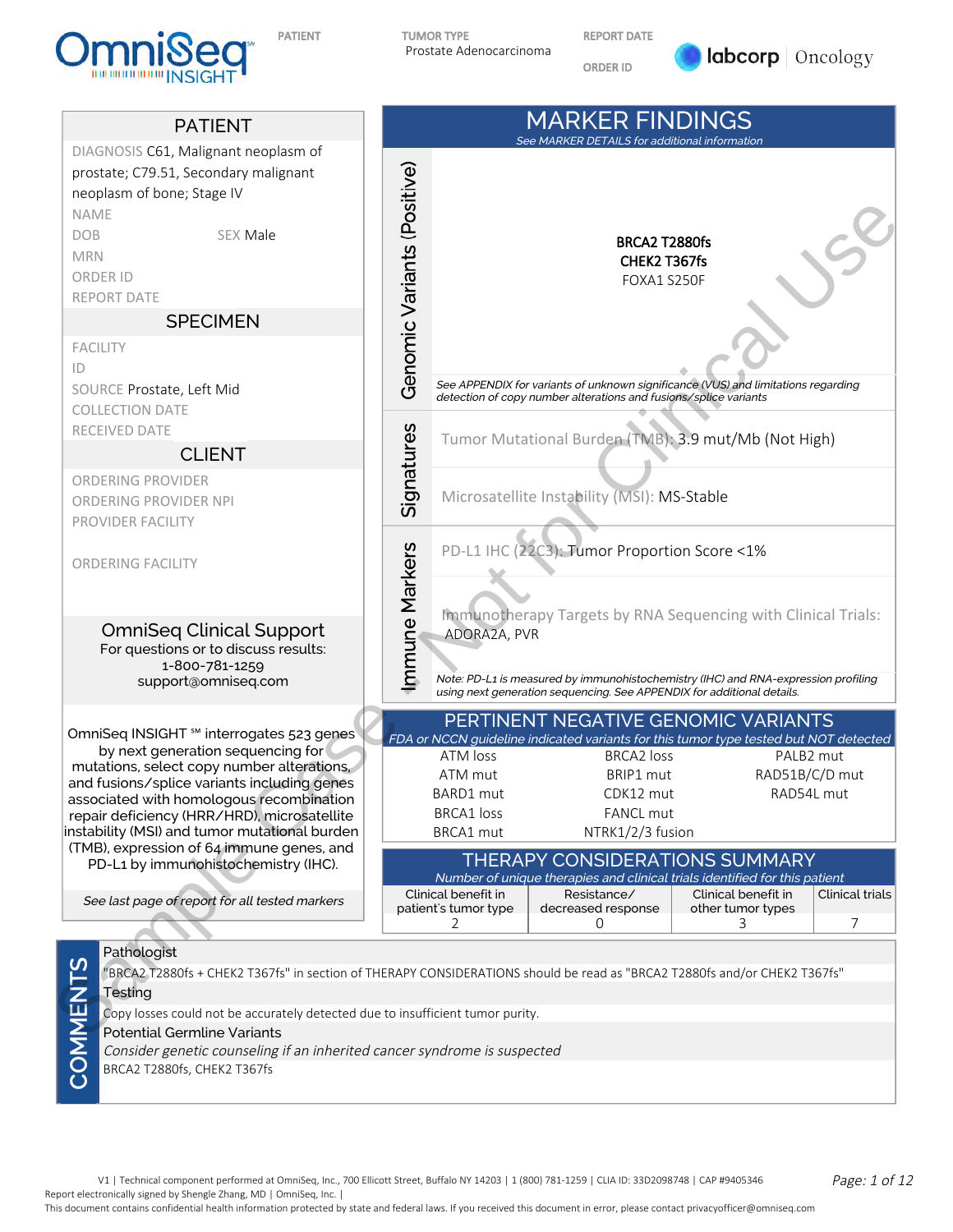OmniSeq INSIGHT

PATIENT

TUMOR TYPE
Prostate Adenocarcinoma

REPORT DATE

ORDER ID

labcorp | Oncology

## PATIENT

DIAGNOSIS C61, Malignant neoplasm of prostate; C79.51, Secondary malignant neoplasm of bone; Stage IV

NAME

DOB

SEX Male

MRN

ORDER ID

REPORT DATE

## SPECIMEN

FACILITY

ID

SOURCE Prostate, Left Mid

COLLECTION DATE

RECEIVED DATE

## CLIENT

ORDERING PROVIDER

ORDERING PROVIDER NPI

PROVIDER FACILITY

ORDERING FACILITY

### OmniSeq Clinical Support

For questions or to discuss results:
1-800-781-1259
support@omniseq.com

OmniSeq INSIGHT ℠ interrogates 523 genes by next generation sequencing for mutations, select copy number alterations, and fusions/splice variants including genes associated with homologous recombination repair deficiency (HRR/HRD), microsatellite instability (MSI) and tumor mutational burden (TMB), expression of 64 immune genes, and PD-L1 by immunohistochemistry (IHC).

*See last page of report for all tested markers*

## MARKER FINDINGS

*See MARKER DETAILS for additional information*

### Genomic Variants (Positive)

**BRCA2 T2880fs**

**CHEK2 T367fs**

FOXA1 S250F

*See APPENDIX for variants of unknown significance (VUS) and limitations regarding detection of copy number alterations and fusions/splice variants*

### Signatures

Tumor Mutational Burden (TMB): 3.9 mut/Mb (Not High)

Microsatellite Instability (MSI): MS-Stable

### Immune Markers

PD-L1 IHC (22C3): Tumor Proportion Score <1%

Immunotherapy Targets by RNA Sequencing with Clinical Trials: ADORA2A, PVR

*Note: PD-L1 is measured by immunohistochemistry (IHC) and RNA-expression profiling using next generation sequencing. See APPENDIX for additional details.*

## PERTINENT NEGATIVE GENOMIC VARIANTS

*FDA or NCCN guideline indicated variants for this tumor type tested but NOT detected*

| | | |
|---|---|---|
| ATM loss | BRCA2 loss | PALB2 mut |
| ATM mut | BRIP1 mut | RAD51B/C/D mut |
| BARD1 mut | CDK12 mut | RAD54L mut |
| BRCA1 loss | FANCL mut | |
| BRCA1 mut | NTRK1/2/3 fusion | |

## THERAPY CONSIDERATIONS SUMMARY

*Number of unique therapies and clinical trials identified for this patient*

| Clinical benefit in patient's tumor type | Resistance/ decreased response | Clinical benefit in other tumor types | Clinical trials |
|---|---|---|---|
| 2 | 0 | 3 | 7 |

## COMMENTS

**Pathologist**

"BRCA2 T2880fs + CHEK2 T367fs" in section of THERAPY CONSIDERATIONS should be read as "BRCA2 T2880fs and/or CHEK2 T367fs"

**Testing**

Copy losses could not be accurately detected due to insufficient tumor purity.

**Potential Germline Variants**

*Consider genetic counseling if an inherited cancer syndrome is suspected*

BRCA2 T2880fs, CHEK2 T367fs

V1 | Technical component performed at OmniSeq, Inc., 700 Ellicott Street, Buffalo NY 14203 | 1 (800) 781-1259 | CLIA ID: 33D2098748 | CAP #9405346

Report electronically signed by Shengle Zhang, MD | OmniSeq, Inc. |

This document contains confidential health information protected by state and federal laws. If you received this document in error, please contact privacyofficer@omniseq.com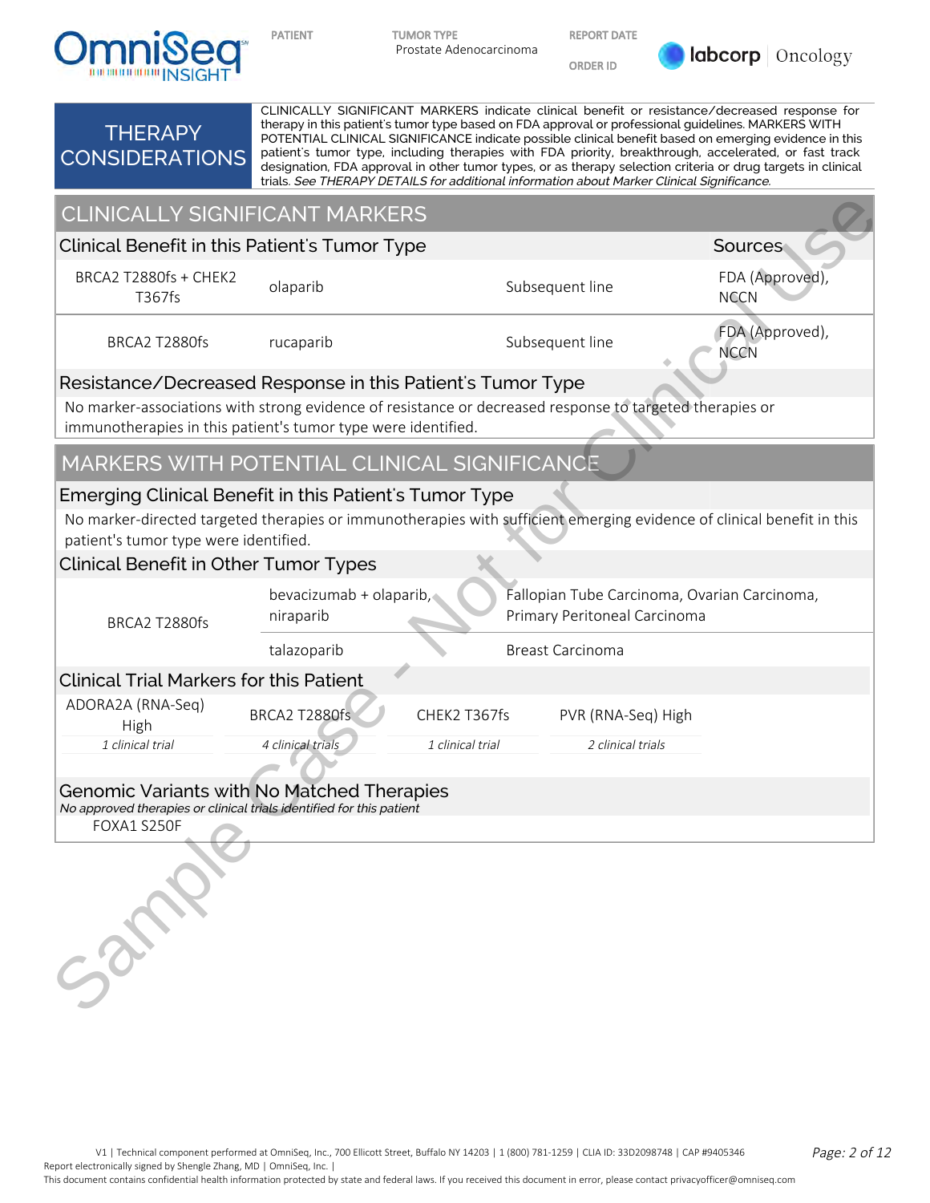PATIENT | TUMOR TYPE: Prostate Adenocarcinoma | REPORT DATE | ORDER ID

## THERAPY CONSIDERATIONS

CLINICALLY SIGNIFICANT MARKERS indicate clinical benefit or resistance/decreased response for therapy in this patient's tumor type based on FDA approval or professional guidelines. MARKERS WITH POTENTIAL CLINICAL SIGNIFICANCE indicate possible clinical benefit based on emerging evidence in this patient's tumor type, including therapies with FDA priority, breakthrough, accelerated, or fast track designation, FDA approval in other tumor types, or as therapy selection criteria or drug targets in clinical trials. *See THERAPY DETAILS for additional information about Marker Clinical Significance.*

## CLINICALLY SIGNIFICANT MARKERS

### Clinical Benefit in this Patient's Tumor Type

| Marker | Therapy | Line | Sources |
|---|---|---|---|
| BRCA2 T2880fs + CHEK2 T367fs | olaparib | Subsequent line | FDA (Approved), NCCN |
| BRCA2 T2880fs | rucaparib | Subsequent line | FDA (Approved), NCCN |

### Resistance/Decreased Response in this Patient's Tumor Type

No marker-associations with strong evidence of resistance or decreased response to targeted therapies or immunotherapies in this patient's tumor type were identified.

## MARKERS WITH POTENTIAL CLINICAL SIGNIFICANCE

### Emerging Clinical Benefit in this Patient's Tumor Type

No marker-directed targeted therapies or immunotherapies with sufficient emerging evidence of clinical benefit in this patient's tumor type were identified.

### Clinical Benefit in Other Tumor Types

| Marker | Therapy | Tumor Types |
|---|---|---|
| BRCA2 T2880fs | bevacizumab + olaparib, niraparib | Fallopian Tube Carcinoma, Ovarian Carcinoma, Primary Peritoneal Carcinoma |
| | talazoparib | Breast Carcinoma |

### Clinical Trial Markers for this Patient

| ADORA2A (RNA-Seq) High | BRCA2 T2880fs | CHEK2 T367fs | PVR (RNA-Seq) High |
|---|---|---|---|
| *1 clinical trial* | *4 clinical trials* | *1 clinical trial* | *2 clinical trials* |

### Genomic Variants with No Matched Therapies

*No approved therapies or clinical trials identified for this patient*

FOXA1 S250F

V1 | Technical component performed at OmniSeq, Inc., 700 Ellicott Street, Buffalo NY 14203 | 1 (800) 781-1259 | CLIA ID: 33D2098748 | CAP #9405346
Report electronically signed by Shengle Zhang, MD | OmniSeq, Inc. |
This document contains confidential health information protected by state and federal laws. If you received this document in error, please contact privacyofficer@omniseq.com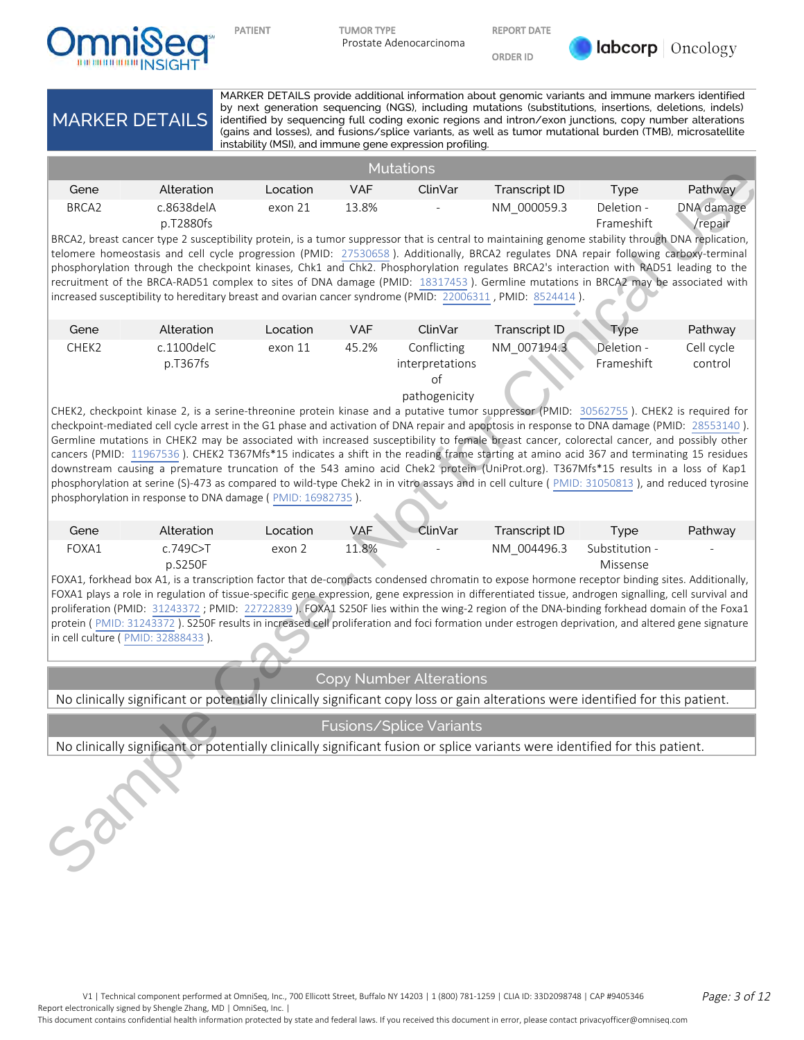# MARKER DETAILS

MARKER DETAILS provide additional information about genomic variants and immune markers identified by next generation sequencing (NGS), including mutations (substitutions, insertions, deletions, indels) identified by sequencing full coding exonic regions and intron/exon junctions, copy number alterations (gains and losses), and fusions/splice variants, as well as tumor mutational burden (TMB), microsatellite instability (MSI), and immune gene expression profiling.

## Mutations

| Gene | Alteration | Location | VAF | ClinVar | Transcript ID | Type | Pathway |
|---|---|---|---|---|---|---|---|
| BRCA2 | c.8638delA p.T2880fs | exon 21 | 13.8% | - | NM_000059.3 | Deletion - Frameshift | DNA damage /repair |

BRCA2, breast cancer type 2 susceptibility protein, is a tumor suppressor that is central to maintaining genome stability through DNA replication, telomere homeostasis and cell cycle progression (PMID: 27530658 ). Additionally, BRCA2 regulates DNA repair following carboxy-terminal phosphorylation through the checkpoint kinases, Chk1 and Chk2. Phosphorylation regulates BRCA2's interaction with RAD51 leading to the recruitment of the BRCA-RAD51 complex to sites of DNA damage (PMID: 18317453 ). Germline mutations in BRCA2 may be associated with increased susceptibility to hereditary breast and ovarian cancer syndrome (PMID: 22006311 , PMID: 8524414 ).

| Gene | Alteration | Location | VAF | ClinVar | Transcript ID | Type | Pathway |
|---|---|---|---|---|---|---|---|
| CHEK2 | c.1100delC p.T367fs | exon 11 | 45.2% | Conflicting interpretations of pathogenicity | NM_007194.3 | Deletion - Frameshift | Cell cycle control |

CHEK2, checkpoint kinase 2, is a serine-threonine protein kinase and a putative tumor suppressor (PMID: 30562755 ). CHEK2 is required for checkpoint-mediated cell cycle arrest in the G1 phase and activation of DNA repair and apoptosis in response to DNA damage (PMID: 28553140 ). Germline mutations in CHEK2 may be associated with increased susceptibility to female breast cancer, colorectal cancer, and possibly other cancers (PMID: 11967536 ). CHEK2 T367Mfs*15 indicates a shift in the reading frame starting at amino acid 367 and terminating 15 residues downstream causing a premature truncation of the 543 amino acid Chek2 protein (UniProt.org). T367Mfs*15 results in a loss of Kap1 phosphorylation at serine (S)-473 as compared to wild-type Chek2 in in vitro assays and in cell culture ( PMID: 31050813 ), and reduced tyrosine phosphorylation in response to DNA damage ( PMID: 16982735 ).

| Gene | Alteration | Location | VAF | ClinVar | Transcript ID | Type | Pathway |
|---|---|---|---|---|---|---|---|
| FOXA1 | c.749C>T p.S250F | exon 2 | 11.8% | - | NM_004496.3 | Substitution - Missense | - |

FOXA1, forkhead box A1, is a transcription factor that de-compacts condensed chromatin to expose hormone receptor binding sites. Additionally, FOXA1 plays a role in regulation of tissue-specific gene expression, gene expression in differentiated tissue, androgen signalling, cell survival and proliferation (PMID: 31243372 ; PMID: 22722839 ). FOXA1 S250F lies within the wing-2 region of the DNA-binding forkhead domain of the Foxa1 protein ( PMID: 31243372 ). S250F results in increased cell proliferation and foci formation under estrogen deprivation, and altered gene signature in cell culture ( PMID: 32888433 ).

## Copy Number Alterations

No clinically significant or potentially clinically significant copy loss or gain alterations were identified for this patient.

## Fusions/Splice Variants

No clinically significant or potentially clinically significant fusion or splice variants were identified for this patient.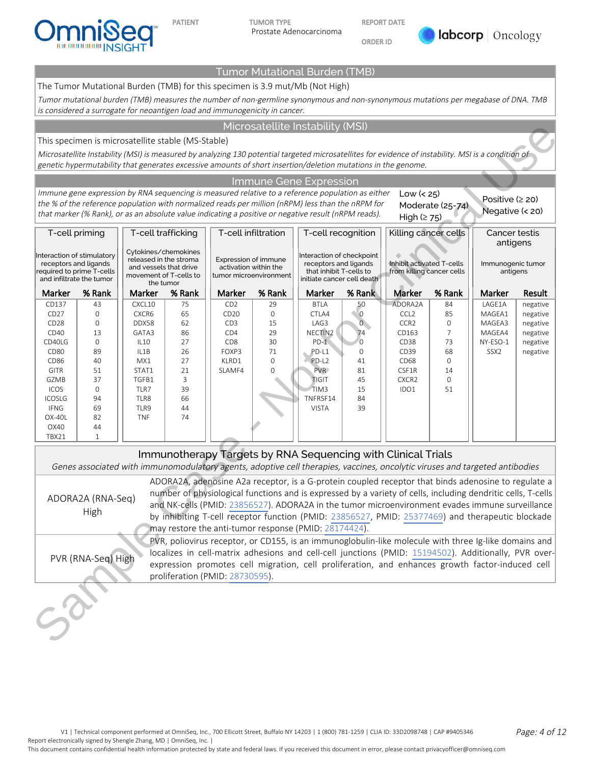| PATIENT | TUMOR TYPE | REPORT DATE |
|---|---|---|
| | Prostate Adenocarcinoma | |
| | | ORDER ID |

## Tumor Mutational Burden (TMB)

The Tumor Mutational Burden (TMB) for this specimen is 3.9 mut/Mb (Not High)

*Tumor mutational burden (TMB) measures the number of non-germline synonymous and non-synonymous mutations per megabase of DNA. TMB is considered a surrogate for neoantigen load and immunogenicity in cancer.*

## Microsatellite Instability (MSI)

This specimen is microsatellite stable (MS-Stable)

*Microsatellite Instability (MSI) is measured by analyzing 130 potential targeted microsatellites for evidence of instability. MSI is a condition of genetic hypermutability that generates excessive amounts of short insertion/deletion mutations in the genome.*

## Immune Gene Expression

*Immune gene expression by RNA sequencing is measured relative to a reference population as either the % of the reference population with normalized reads per million (nRPM) less than the nRPM for that marker (% Rank), or as an absolute value indicating a positive or negative result (nRPM reads).*

Low (< 25)
Moderate (25-74)
High (≥ 75)

Positive (≥ 20)
Negative (< 20)

| T-cell priming | | T-cell trafficking | | T-cell infiltration | | T-cell recognition | | Killing cancer cells | | Cancer testis antigens | |
|---|---|---|---|---|---|---|---|---|---|---|---|
| Interaction of stimulatory receptors and ligands required to prime T-cells and infiltrate the tumor | | Cytokines/chemokines released in the stroma and vessels that drive movement of T-cells to the tumor | | Expression of immune activation within the tumor microenvironment | | Interaction of checkpoint receptors and ligands that inhibit T-cells to initiate cancer cell death | | Inhibit activated T-cells from killing cancer cells | | Immunogenic tumor antigens | |
| **Marker** | **% Rank** | **Marker** | **% Rank** | **Marker** | **% Rank** | **Marker** | **% Rank** | **Marker** | **% Rank** | **Marker** | **Result** |
| CD137 | 43 | CXCL10 | 75 | CD2 | 29 | BTLA | 50 | ADORA2A | 84 | LAGE1A | negative |
| CD27 | 0 | CXCR6 | 65 | CD20 | 0 | CTLA4 | 0 | CCL2 | 85 | MAGEA1 | negative |
| CD28 | 0 | DDX58 | 62 | CD3 | 15 | LAG3 | 0 | CCR2 | 0 | MAGEA3 | negative |
| CD40 | 13 | GATA3 | 86 | CD4 | 29 | NECTIN2 | 74 | CD163 | 7 | MAGEA4 | negative |
| CD40LG | 0 | IL10 | 27 | CD8 | 30 | PD-1 | 0 | CD38 | 73 | NY-ESO-1 | negative |
| CD80 | 89 | IL1B | 26 | FOXP3 | 71 | PD-L1 | 0 | CD39 | 68 | SSX2 | negative |
| CD86 | 40 | MX1 | 27 | KLRD1 | 0 | PD-L2 | 41 | CD68 | 0 | | |
| GITR | 51 | STAT1 | 21 | SLAMF4 | 0 | PVR | 81 | CSF1R | 14 | | |
| GZMB | 37 | TGFB1 | 3 | | | TIGIT | 45 | CXCR2 | 0 | | |
| ICOS | 0 | TLR7 | 39 | | | TIM3 | 15 | IDO1 | 51 | | |
| ICOSLG | 94 | TLR8 | 66 | | | TNFRSF14 | 84 | | | | |
| IFNG | 69 | TLR9 | 44 | | | VISTA | 39 | | | | |
| OX-40L | 82 | TNF | 74 | | | | | | | | |
| OX40 | 44 | | | | | | | | | | |
| TBX21 | 1 | | | | | | | | | | |

## Immunotherapy Targets by RNA Sequencing with Clinical Trials

*Genes associated with immunomodulatory agents, adoptive cell therapies, vaccines, oncolytic viruses and targeted antibodies*

| | |
|---|---|
| ADORA2A (RNA-Seq) High | ADORA2A, adenosine A2a receptor, is a G-protein coupled receptor that binds adenosine to regulate a number of physiological functions and is expressed by a variety of cells, including dendritic cells, T-cells and NK-cells (PMID: 23856527). ADORA2A in the tumor microenvironment evades immune surveillance by inhibiting T-cell receptor function (PMID: 23856527, PMID: 25377469) and therapeutic blockade may restore the anti-tumor response (PMID: 28174424). |
| PVR (RNA-Seq) High | PVR, poliovirus receptor, or CD155, is an immunoglobulin-like molecule with three Ig-like domains and localizes in cell-matrix adhesions and cell-cell junctions (PMID: 15194502). Additionally, PVR over-expression promotes cell migration, cell proliferation, and enhances growth factor-induced cell proliferation (PMID: 28730595). |

V1 | Technical component performed at OmniSeq, Inc., 700 Ellicott Street, Buffalo NY 14203 | 1 (800) 781-1259 | CLIA ID: 33D2098748 | CAP #9405346
Report electronically signed by Shengle Zhang, MD | OmniSeq, Inc. |
This document contains confidential health information protected by state and federal laws. If you received this document in error, please contact privacyofficer@omniseq.com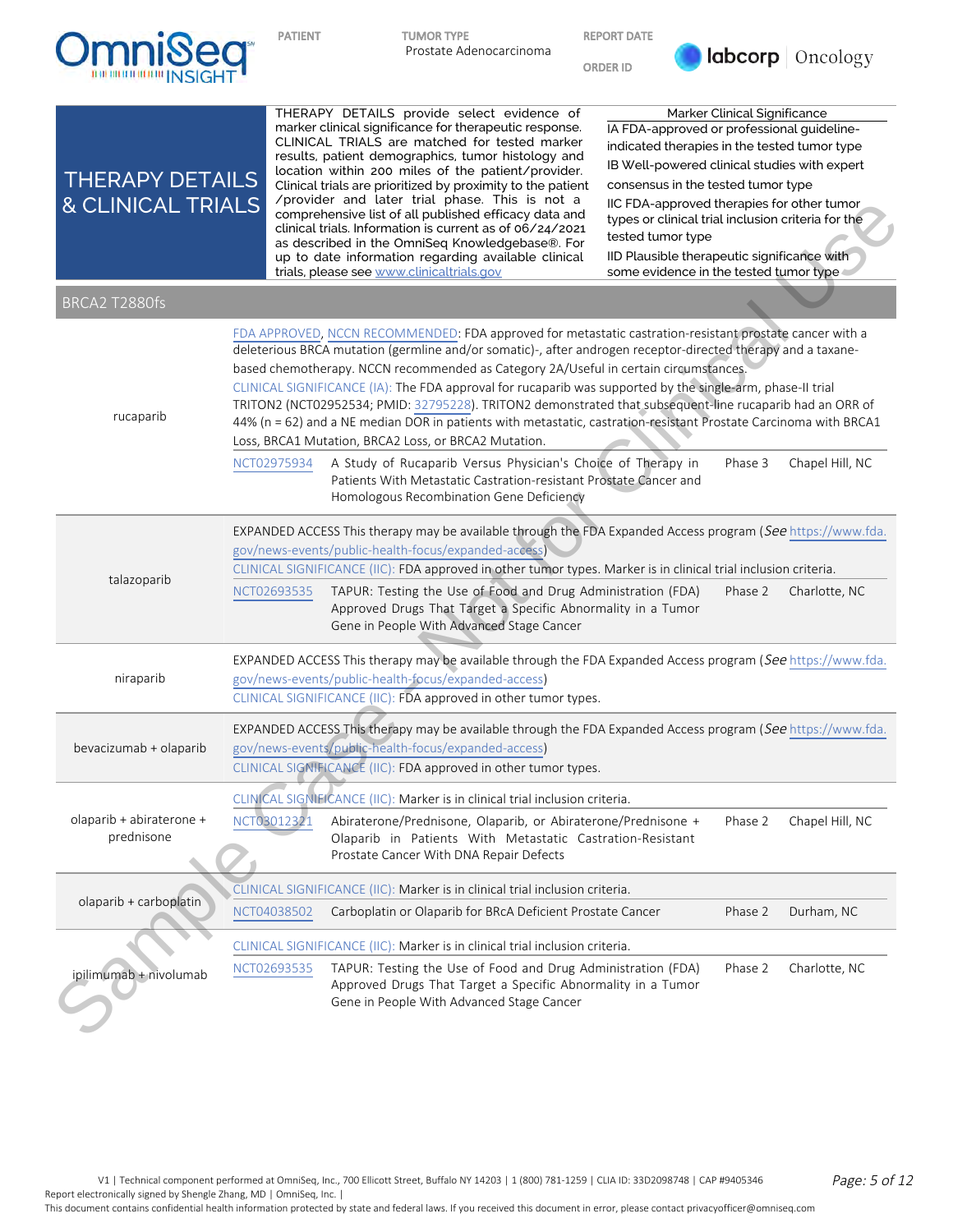# THERAPY DETAILS & CLINICAL TRIALS

THERAPY DETAILS provide select evidence of marker clinical significance for therapeutic response. CLINICAL TRIALS are matched for tested marker results, patient demographics, tumor histology and location within 200 miles of the patient/provider. Clinical trials are prioritized by proximity to the patient /provider and later trial phase. This is not a comprehensive list of all published efficacy data and clinical trials. Information is current as of 06/24/2021 as described in the OmniSeq Knowledgebase®. For up to date information regarding available clinical trials, please see www.clinicaltrials.gov

**Marker Clinical Significance**

- IA FDA-approved or professional guideline-indicated therapies in the tested tumor type
- IB Well-powered clinical studies with expert consensus in the tested tumor type
- IIC FDA-approved therapies for other tumor types or clinical trial inclusion criteria for the tested tumor type
- IID Plausible therapeutic significance with some evidence in the tested tumor type

## BRCA2 T2880fs

### rucaparib

FDA APPROVED, NCCN RECOMMENDED: FDA approved for metastatic castration-resistant prostate cancer with a deleterious BRCA mutation (germline and/or somatic)-, after androgen receptor-directed therapy and a taxane-based chemotherapy. NCCN recommended as Category 2A/Useful in certain circumstances.

CLINICAL SIGNIFICANCE (IA): The FDA approval for rucaparib was supported by the single-arm, phase-II trial TRITON2 (NCT02952534; PMID: 32795228). TRITON2 demonstrated that subsequent-line rucaparib had an ORR of 44% (n = 62) and a NE median DOR in patients with metastatic, castration-resistant Prostate Carcinoma with BRCA1 Loss, BRCA2 Loss, BRCA1 Mutation, BRCA2 Mutation.

| Trial | Title | Phase | Location |
|---|---|---|---|
| NCT02975934 | A Study of Rucaparib Versus Physician's Choice of Therapy in Patients With Metastatic Castration-resistant Prostate Cancer and Homologous Recombination Gene Deficiency | Phase 3 | Chapel Hill, NC |

### talazoparib

EXPANDED ACCESS This therapy may be available through the FDA Expanded Access program (*See* https://www.fda.gov/news-events/public-health-focus/expanded-access)

CLINICAL SIGNIFICANCE (IIC): FDA approved in other tumor types. Marker is in clinical trial inclusion criteria.

| Trial | Title | Phase | Location |
|---|---|---|---|
| NCT02693535 | TAPUR: Testing the Use of Food and Drug Administration (FDA) Approved Drugs That Target a Specific Abnormality in a Tumor Gene in People With Advanced Stage Cancer | Phase 2 | Charlotte, NC |

### niraparib

EXPANDED ACCESS This therapy may be available through the FDA Expanded Access program (*See* https://www.fda.gov/news-events/public-health-focus/expanded-access)

CLINICAL SIGNIFICANCE (IIC): FDA approved in other tumor types.

### bevacizumab + olaparib

EXPANDED ACCESS This therapy may be available through the FDA Expanded Access program (*See* https://www.fda.gov/news-events/public-health-focus/expanded-access)

CLINICAL SIGNIFICANCE (IIC): FDA approved in other tumor types.

### olaparib + abiraterone + prednisone

CLINICAL SIGNIFICANCE (IIC): Marker is in clinical trial inclusion criteria.

| Trial | Title | Phase | Location |
|---|---|---|---|
| NCT03012321 | Abiraterone/Prednisone, Olaparib, or Abiraterone/Prednisone + Olaparib in Patients With Metastatic Castration-Resistant Prostate Cancer With DNA Repair Defects | Phase 2 | Chapel Hill, NC |

### olaparib + carboplatin

CLINICAL SIGNIFICANCE (IIC): Marker is in clinical trial inclusion criteria.

| Trial | Title | Phase | Location |
|---|---|---|---|
| NCT04038502 | Carboplatin or Olaparib for BRcA Deficient Prostate Cancer | Phase 2 | Durham, NC |

### ipilimumab + nivolumab

CLINICAL SIGNIFICANCE (IIC): Marker is in clinical trial inclusion criteria.

| Trial | Title | Phase | Location |
|---|---|---|---|
| NCT02693535 | TAPUR: Testing the Use of Food and Drug Administration (FDA) Approved Drugs That Target a Specific Abnormality in a Tumor Gene in People With Advanced Stage Cancer | Phase 2 | Charlotte, NC |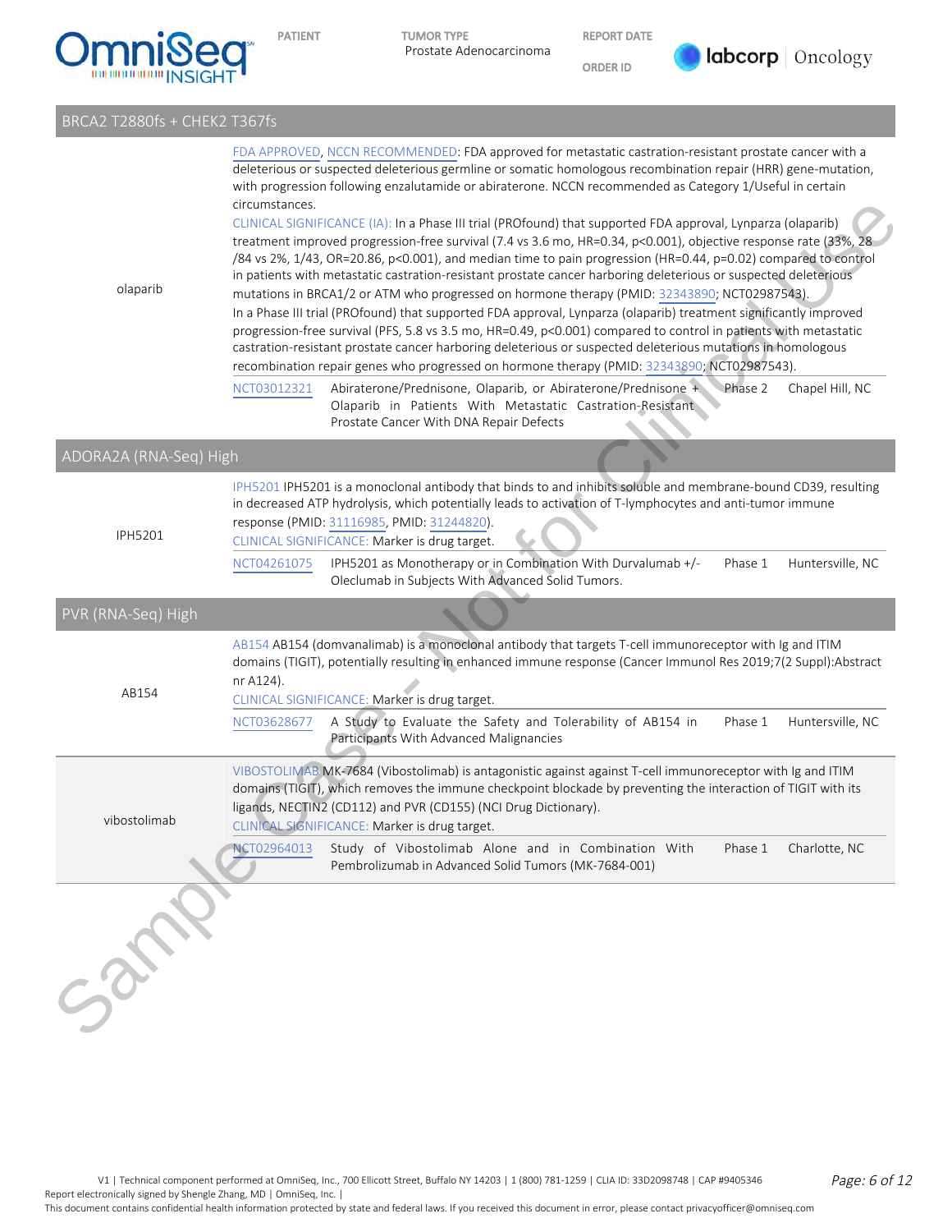## BRCA2 T2880fs + CHEK2 T367fs

| | | | | |
|---|---|---|---|---|
| olaparib | FDA APPROVED, NCCN RECOMMENDED: FDA approved for metastatic castration-resistant prostate cancer with a deleterious or suspected deleterious germline or somatic homologous recombination repair (HRR) gene-mutation, with progression following enzalutamide or abiraterone. NCCN recommended as Category 1/Useful in certain circumstances.<br>CLINICAL SIGNIFICANCE (IA): In a Phase III trial (PROfound) that supported FDA approval, Lynparza (olaparib) treatment improved progression-free survival (7.4 vs 3.6 mo, HR=0.34, p<0.001), objective response rate (33%, 28/84 vs 2%, 1/43, OR=20.86, p<0.001), and median time to pain progression (HR=0.44, p=0.02) compared to control in patients with metastatic castration-resistant prostate cancer harboring deleterious or suspected deleterious mutations in BRCA1/2 or ATM who progressed on hormone therapy (PMID: 32343890; NCT02987543).<br>In a Phase III trial (PROfound) that supported FDA approval, Lynparza (olaparib) treatment significantly improved progression-free survival (PFS, 5.8 vs 3.5 mo, HR=0.49, p<0.001) compared to control in patients with metastatic castration-resistant prostate cancer harboring deleterious or suspected deleterious mutations in homologous recombination repair genes who progressed on hormone therapy (PMID: 32343890; NCT02987543). | | | |
| | NCT03012321 | Abiraterone/Prednisone, Olaparib, or Abiraterone/Prednisone + Olaparib in Patients With Metastatic Castration-Resistant Prostate Cancer With DNA Repair Defects | Phase 2 | Chapel Hill, NC |

## ADORA2A (RNA-Seq) High

| | | | | |
|---|---|---|---|---|
| IPH5201 | IPH5201 IPH5201 is a monoclonal antibody that binds to and inhibits soluble and membrane-bound CD39, resulting in decreased ATP hydrolysis, which potentially leads to activation of T-lymphocytes and anti-tumor immune response (PMID: 31116985, PMID: 31244820).<br>CLINICAL SIGNIFICANCE: Marker is drug target. | | | |
| | NCT04261075 | IPH5201 as Monotherapy or in Combination With Durvalumab +/- Oleclumab in Subjects With Advanced Solid Tumors. | Phase 1 | Huntersville, NC |

## PVR (RNA-Seq) High

| | | | | |
|---|---|---|---|---|
| AB154 | AB154 AB154 (domvanalimab) is a monoclonal antibody that targets T-cell immunoreceptor with Ig and ITIM domains (TIGIT), potentially resulting in enhanced immune response (Cancer Immunol Res 2019;7(2 Suppl):Abstract nr A124).<br>CLINICAL SIGNIFICANCE: Marker is drug target. | | | |
| | NCT03628677 | A Study to Evaluate the Safety and Tolerability of AB154 in Participants With Advanced Malignancies | Phase 1 | Huntersville, NC |
| vibostolimab | VIBOSTOLIMAB MK-7684 (Vibostolimab) is antagonistic against against T-cell immunoreceptor with Ig and ITIM domains (TIGIT), which removes the immune checkpoint blockade by preventing the interaction of TIGIT with its ligands, NECTIN2 (CD112) and PVR (CD155) (NCI Drug Dictionary).<br>CLINICAL SIGNIFICANCE: Marker is drug target. | | | |
| | NCT02964013 | Study of Vibostolimab Alone and in Combination With Pembrolizumab in Advanced Solid Tumors (MK-7684-001) | Phase 1 | Charlotte, NC |

V1 | Technical component performed at OmniSeq, Inc., 700 Ellicott Street, Buffalo NY 14203 | 1 (800) 781-1259 | CLIA ID: 33D2098748 | CAP #9405346
Report electronically signed by Shengle Zhang, MD | OmniSeq, Inc. |
This document contains confidential health information protected by state and federal laws. If you received this document in error, please contact privacyofficer@omniseq.com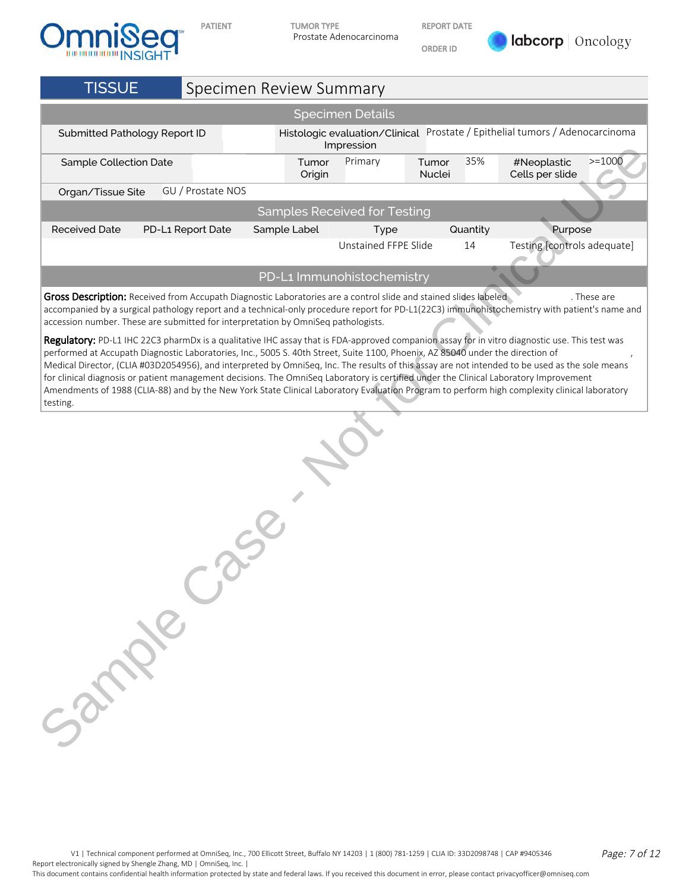## TISSUE — Specimen Review Summary

### Specimen Details

| Submitted Pathology Report ID | | Histologic evaluation/Clinical Impression | Prostate / Epithelial tumors / Adenocarcinoma | | |
|---|---|---|---|---|---|
| Sample Collection Date | | Tumor Origin | Primary | Tumor Nuclei | 35% |
| #Neoplastic Cells per slide | >=1000 | | | | |
| Organ/Tissue Site | GU / Prostate NOS | | | | |

### Samples Received for Testing

| Received Date | PD-L1 Report Date | Sample Label | Type | Quantity | Purpose |
|---|---|---|---|---|---|
| | | | Unstained FFPE Slide | 14 | Testing [controls adequate] |

### PD-L1 Immunohistochemistry

**Gross Description:** Received from Accupath Diagnostic Laboratories are a control slide and stained slides labeled . These are accompanied by a surgical pathology report and a technical-only procedure report for PD-L1(22C3) immunohistochemistry with patient's name and accession number. These are submitted for interpretation by OmniSeq pathologists.

**Regulatory:** PD-L1 IHC 22C3 pharmDx is a qualitative IHC assay that is FDA-approved companion assay for in vitro diagnostic use. This test was performed at Accupath Diagnostic Laboratories, Inc., 5005 S. 40th Street, Suite 1100, Phoenix, AZ 85040 under the direction of , Medical Director, (CLIA #03D2054956), and interpreted by OmniSeq, Inc. The results of this assay are not intended to be used as the sole means for clinical diagnosis or patient management decisions. The OmniSeq Laboratory is certified under the Clinical Laboratory Improvement Amendments of 1988 (CLIA-88) and by the New York State Clinical Laboratory Evaluation Program to perform high complexity clinical laboratory testing.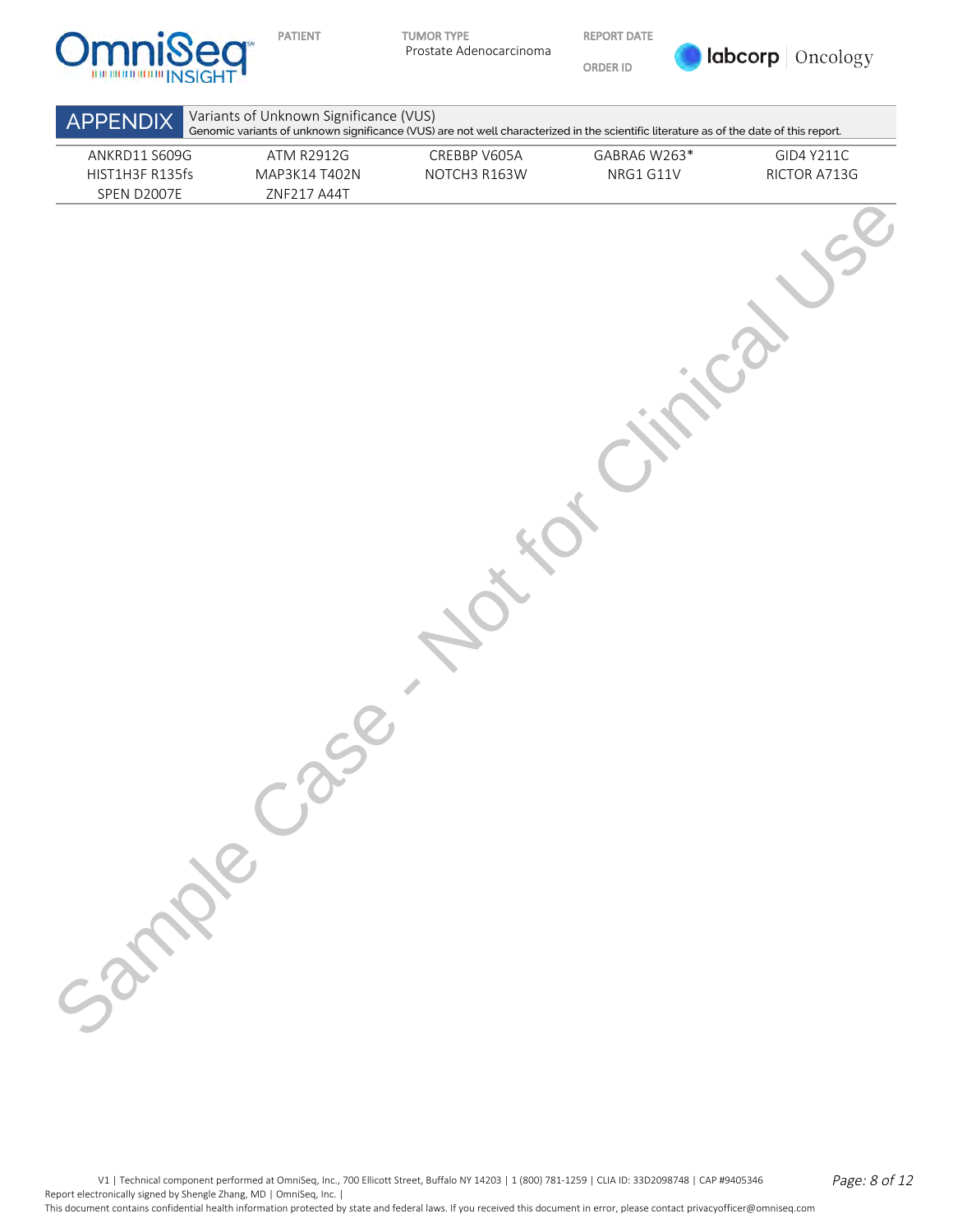## APPENDIX

**Variants of Unknown Significance (VUS)**

Genomic variants of unknown significance (VUS) are not well characterized in the scientific literature as of the date of this report.

| | | | | |
|---|---|---|---|---|
| ANKRD11 S609G | ATM R2912G | CREBBP V605A | GABRA6 W263* | GID4 Y211C |
| HIST1H3F R135fs | MAP3K14 T402N | NOTCH3 R163W | NRG1 G11V | RICTOR A713G |
| SPEN D2007E | ZNF217 A44T | | | |

Sample Case - Not for Clinical Use

V1 | Technical component performed at OmniSeq, Inc., 700 Ellicott Street, Buffalo NY 14203 | 1 (800) 781-1259 | CLIA ID: 33D2098748 | CAP #9405346
Report electronically signed by Shengle Zhang, MD | OmniSeq, Inc. |
This document contains confidential health information protected by state and federal laws. If you received this document in error, please contact privacyofficer@omniseq.com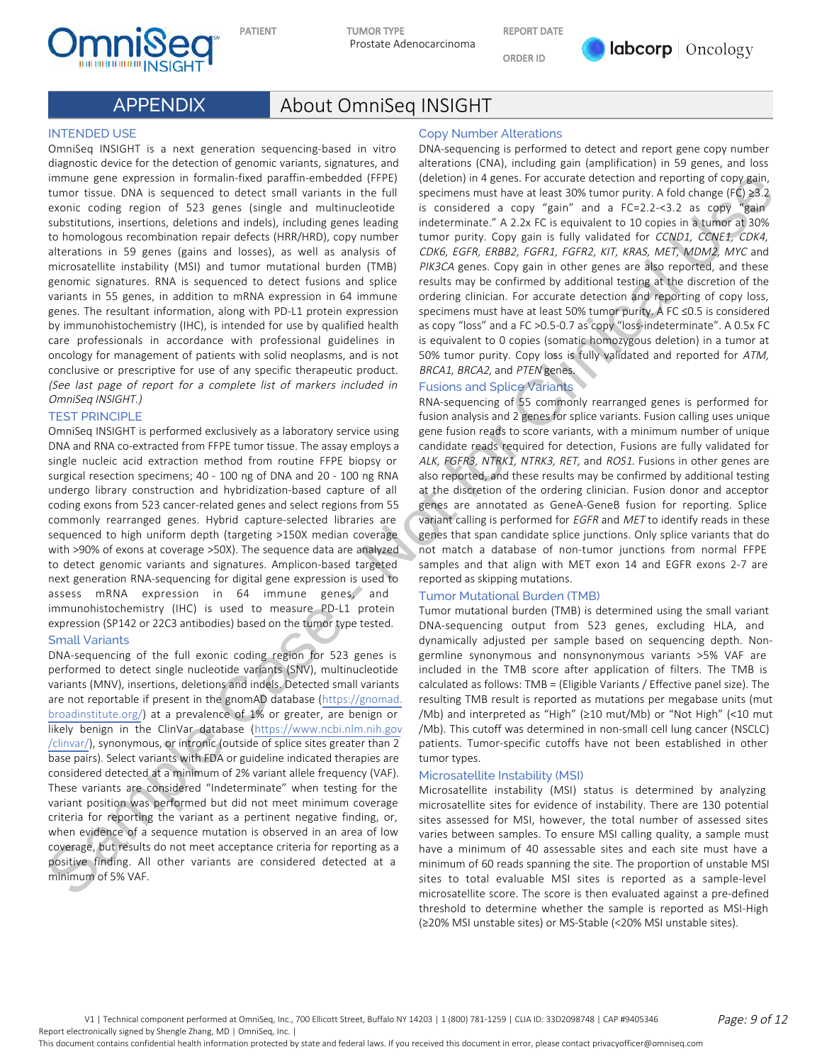## APPENDIX — About OmniSeq INSIGHT

### INTENDED USE

OmniSeq INSIGHT is a next generation sequencing-based in vitro diagnostic device for the detection of genomic variants, signatures, and immune gene expression in formalin-fixed paraffin-embedded (FFPE) tumor tissue. DNA is sequenced to detect small variants in the full exonic coding region of 523 genes (single and multinucleotide substitutions, insertions, deletions and indels), including genes leading to homologous recombination repair defects (HRR/HRD), copy number alterations in 59 genes (gains and losses), as well as analysis of microsatellite instability (MSI) and tumor mutational burden (TMB) genomic signatures. RNA is sequenced to detect fusions and splice variants in 55 genes, in addition to mRNA expression in 64 immune genes. The resultant information, along with PD-L1 protein expression by immunohistochemistry (IHC), is intended for use by qualified health care professionals in accordance with professional guidelines in oncology for management of patients with solid neoplasms, and is not conclusive or prescriptive for use of any specific therapeutic product. *(See last page of report for a complete list of markers included in OmniSeq INSIGHT.)*

### TEST PRINCIPLE

OmniSeq INSIGHT is performed exclusively as a laboratory service using DNA and RNA co-extracted from FFPE tumor tissue. The assay employs a single nucleic acid extraction method from routine FFPE biopsy or surgical resection specimens; 40 - 100 ng of DNA and 20 - 100 ng RNA undergo library construction and hybridization-based capture of all coding exons from 523 cancer-related genes and select regions from 55 commonly rearranged genes. Hybrid capture-selected libraries are sequenced to high uniform depth (targeting >150X median coverage with >90% of exons at coverage >50X). The sequence data are analyzed to detect genomic variants and signatures. Amplicon-based targeted next generation RNA-sequencing for digital gene expression is used to assess mRNA expression in 64 immune genes, and immunohistochemistry (IHC) is used to measure PD-L1 protein expression (SP142 or 22C3 antibodies) based on the tumor type tested.

### Small Variants

DNA-sequencing of the full exonic coding region for 523 genes is performed to detect single nucleotide variants (SNV), multinucleotide variants (MNV), insertions, deletions and indels. Detected small variants are not reportable if present in the gnomAD database (https://gnomad.broadinstitute.org/) at a prevalence of 1% or greater, are benign or likely benign in the ClinVar database (https://www.ncbi.nlm.nih.gov/clinvar/), synonymous, or intronic (outside of splice sites greater than 2 base pairs). Select variants with FDA or guideline indicated therapies are considered detected at a minimum of 2% variant allele frequency (VAF). These variants are considered "Indeterminate" when testing for the variant position was performed but did not meet minimum coverage criteria for reporting the variant as a pertinent negative finding, or, when evidence of a sequence mutation is observed in an area of low coverage, but results do not meet acceptance criteria for reporting as a positive finding. All other variants are considered detected at a minimum of 5% VAF.

### Copy Number Alterations

DNA-sequencing is performed to detect and report gene copy number alterations (CNA), including gain (amplification) in 59 genes, and loss (deletion) in 4 genes. For accurate detection and reporting of copy gain, specimens must have at least 30% tumor purity. A fold change (FC) ≥3.2 is considered a copy "gain" and a FC=2.2-<3.2 as copy "gain indeterminate." A 2.2x FC is equivalent to 10 copies in a tumor at 30% tumor purity. Copy gain is fully validated for *CCND1, CCNE1, CDK4, CDK6, EGFR, ERBB2, FGFR1, FGFR2, KIT, KRAS, MET, MDM2, MYC* and *PIK3CA* genes. Copy gain in other genes are also reported, and these results may be confirmed by additional testing at the discretion of the ordering clinician. For accurate detection and reporting of copy loss, specimens must have at least 50% tumor purity. A FC ≤0.5 is considered as copy "loss" and a FC >0.5-0.7 as copy "loss-indeterminate". A 0.5x FC is equivalent to 0 copies (somatic homozygous deletion) in a tumor at 50% tumor purity. Copy loss is fully validated and reported for *ATM, BRCA1, BRCA2,* and *PTEN* genes.

### Fusions and Splice Variants

RNA-sequencing of 55 commonly rearranged genes is performed for fusion analysis and 2 genes for splice variants. Fusion calling uses unique gene fusion reads to score variants, with a minimum number of unique candidate reads required for detection. Fusions are fully validated for *ALK, FGFR3, NTRK1, NTRK3, RET,* and *ROS1.* Fusions in other genes are also reported, and these results may be confirmed by additional testing at the discretion of the ordering clinician. Fusion donor and acceptor genes are annotated as GeneA-GeneB fusion for reporting. Splice variant calling is performed for *EGFR* and *MET* to identify reads in these genes that span candidate splice junctions. Only splice variants that do not match a database of non-tumor junctions from normal FFPE samples and that align with MET exon 14 and EGFR exons 2-7 are reported as skipping mutations.

### Tumor Mutational Burden (TMB)

Tumor mutational burden (TMB) is determined using the small variant DNA-sequencing output from 523 genes, excluding HLA, and dynamically adjusted per sample based on sequencing depth. Non-germline synonymous and nonsynonymous variants >5% VAF are included in the TMB score after application of filters. The TMB is calculated as follows: TMB = (Eligible Variants / Effective panel size). The resulting TMB result is reported as mutations per megabase units (mut/Mb) and interpreted as "High" (≥10 mut/Mb) or "Not High" (<10 mut/Mb). This cutoff was determined in non-small cell lung cancer (NSCLC) patients. Tumor-specific cutoffs have not been established in other tumor types.

### Microsatellite Instability (MSI)

Microsatellite instability (MSI) status is determined by analyzing microsatellite sites for evidence of instability. There are 130 potential sites assessed for MSI, however, the total number of assessed sites varies between samples. To ensure MSI calling quality, a sample must have a minimum of 40 assessable sites and each site must have a minimum of 60 reads spanning the site. The proportion of unstable MSI sites to total evaluable MSI sites is reported as a sample-level microsatellite score. The score is then evaluated against a pre-defined threshold to determine whether the sample is reported as MSI-High (≥20% MSI unstable sites) or MS-Stable (<20% MSI unstable sites).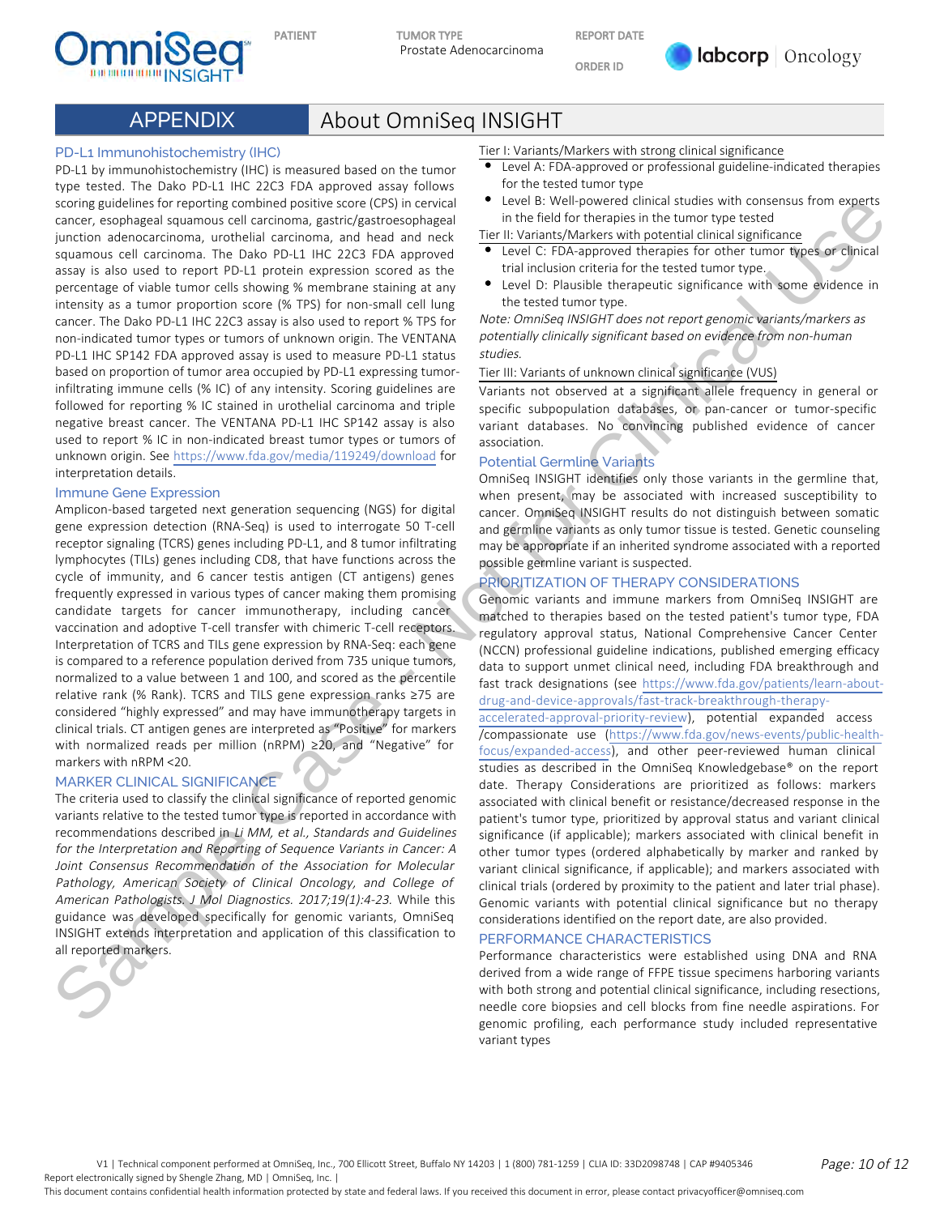## APPENDIX — About OmniSeq INSIGHT

### PD-L1 Immunohistochemistry (IHC)

PD-L1 by immunohistochemistry (IHC) is measured based on the tumor type tested. The Dako PD-L1 IHC 22C3 FDA approved assay follows scoring guidelines for reporting combined positive score (CPS) in cervical cancer, esophageal squamous cell carcinoma, gastric/gastroesophageal junction adenocarcinoma, urothelial carcinoma, and head and neck squamous cell carcinoma. The Dako PD-L1 IHC 22C3 FDA approved assay is also used to report PD-L1 protein expression scored as the percentage of viable tumor cells showing % membrane staining at any intensity as a tumor proportion score (% TPS) for non-small cell lung cancer. The Dako PD-L1 IHC 22C3 assay is also used to report % TPS for non-indicated tumor types or tumors of unknown origin. The VENTANA PD-L1 IHC SP142 FDA approved assay is used to measure PD-L1 status based on proportion of tumor area occupied by PD-L1 expressing tumor-infiltrating immune cells (% IC) of any intensity. Scoring guidelines are followed for reporting % IC stained in urothelial carcinoma and triple negative breast cancer. The VENTANA PD-L1 IHC SP142 assay is also used to report % IC in non-indicated breast tumor types or tumors of unknown origin. See https://www.fda.gov/media/119249/download for interpretation details.

### Immune Gene Expression

Amplicon-based targeted next generation sequencing (NGS) for digital gene expression detection (RNA-Seq) is used to interrogate 50 T-cell receptor signaling (TCRS) genes including PD-L1, and 8 tumor infiltrating lymphocytes (TILs) genes including CD8, that have functions across the cycle of immunity, and 6 cancer testis antigen (CT antigens) genes frequently expressed in various types of cancer making them promising candidate targets for cancer immunotherapy, including cancer vaccination and adoptive T-cell transfer with chimeric T-cell receptors. Interpretation of TCRS and TILs gene expression by RNA-Seq: each gene is compared to a reference population derived from 735 unique tumors, normalized to a value between 1 and 100, and scored as the percentile relative rank (% Rank). TCRS and TILS gene expression ranks ≥75 are considered "highly expressed" and may have immunotherapy targets in clinical trials. CT antigen genes are interpreted as "Positive" for markers with normalized reads per million (nRPM) ≥20, and "Negative" for markers with nRPM <20.

### MARKER CLINICAL SIGNIFICANCE

The criteria used to classify the clinical significance of reported genomic variants relative to the tested tumor type is reported in accordance with recommendations described in *Li MM, et al., Standards and Guidelines for the Interpretation and Reporting of Sequence Variants in Cancer: A Joint Consensus Recommendation of the Association for Molecular Pathology, American Society of Clinical Oncology, and College of American Pathologists. J Mol Diagnostics. 2017;19(1):4-23.* While this guidance was developed specifically for genomic variants, OmniSeq INSIGHT extends interpretation and application of this classification to all reported markers.

Tier I: Variants/Markers with strong clinical significance

- Level A: FDA-approved or professional guideline-indicated therapies for the tested tumor type
- Level B: Well-powered clinical studies with consensus from experts in the field for therapies in the tumor type tested

Tier II: Variants/Markers with potential clinical significance

- Level C: FDA-approved therapies for other tumor types or clinical trial inclusion criteria for the tested tumor type.
- Level D: Plausible therapeutic significance with some evidence in the tested tumor type.

*Note: OmniSeq INSIGHT does not report genomic variants/markers as potentially clinically significant based on evidence from non-human studies.*

Tier III: Variants of unknown clinical significance (VUS)

Variants not observed at a significant allele frequency in general or specific subpopulation databases, or pan-cancer or tumor-specific variant databases. No convincing published evidence of cancer association.

### Potential Germline Variants

OmniSeq INSIGHT identifies only those variants in the germline that, when present, may be associated with increased susceptibility to cancer. OmniSeq INSIGHT results do not distinguish between somatic and germline variants as only tumor tissue is tested. Genetic counseling may be appropriate if an inherited syndrome associated with a reported possible germline variant is suspected.

### PRIORITIZATION OF THERAPY CONSIDERATIONS

Genomic variants and immune markers from OmniSeq INSIGHT are matched to therapies based on the tested patient's tumor type, FDA regulatory approval status, National Comprehensive Cancer Center (NCCN) professional guideline indications, published emerging efficacy data to support unmet clinical need, including FDA breakthrough and fast track designations (see https://www.fda.gov/patients/learn-about-drug-and-device-approvals/fast-track-breakthrough-therapy-accelerated-approval-priority-review), potential expanded access /compassionate use (https://www.fda.gov/news-events/public-health-focus/expanded-access), and other peer-reviewed human clinical studies as described in the OmniSeq Knowledgebase® on the report date. Therapy Considerations are prioritized as follows: markers associated with clinical benefit or resistance/decreased response in the patient's tumor type, prioritized by approval status and variant clinical significance (if applicable); markers associated with clinical benefit in other tumor types (ordered alphabetically by marker and ranked by variant clinical significance, if applicable); and markers associated with clinical trials (ordered by proximity to the patient and later trial phase). Genomic variants with potential clinical significance but no therapy considerations identified on the report date, are also provided.

### PERFORMANCE CHARACTERISTICS

Performance characteristics were established using DNA and RNA derived from a wide range of FFPE tissue specimens harboring variants with both strong and potential clinical significance, including resections, needle core biopsies and cell blocks from fine needle aspirations. For genomic profiling, each performance study included representative variant types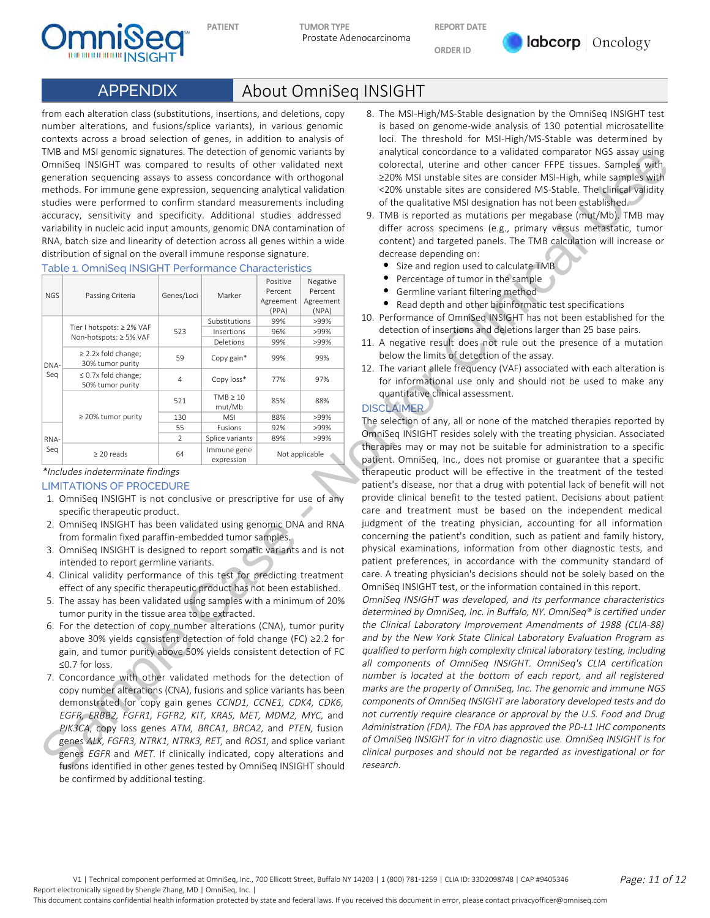## APPENDIX — About OmniSeq INSIGHT

from each alteration class (substitutions, insertions, and deletions, copy number alterations, and fusions/splice variants), in various genomic contexts across a broad selection of genes, in addition to analysis of TMB and MSI genomic signatures. The detection of genomic variants by OmniSeq INSIGHT was compared to results of other validated next generation sequencing assays to assess concordance with orthogonal methods. For immune gene expression, sequencing analytical validation studies were performed to confirm standard measurements including accuracy, sensitivity and specificity. Additional studies addressed variability in nucleic acid input amounts, genomic DNA contamination of RNA, batch size and linearity of detection across all genes within a wide distribution of signal on the overall immune response signature.

### Table 1. OmniSeq INSIGHT Performance Characteristics

| NGS | Passing Criteria | Genes/Loci | Marker | Positive Percent Agreement (PPA) | Negative Percent Agreement (NPA) |
|---|---|---|---|---|---|
| DNA-Seq | Tier I hotspots: ≥ 2% VAF Non-hotspots: ≥ 5% VAF | 523 | Substitutions | 99% | >99% |
| | | | Insertions | 96% | >99% |
| | | | Deletions | 99% | >99% |
| | ≥ 2.2x fold change; 30% tumor purity | 59 | Copy gain* | 99% | 99% |
| | ≤ 0.7x fold change; 50% tumor purity | 4 | Copy loss* | 77% | 97% |
| | ≥ 20% tumor purity | 521 | TMB ≥ 10 mut/Mb | 85% | 88% |
| | | 130 | MSI | 88% | >99% |
| RNA-Seq | | 55 | Fusions | 92% | >99% |
| | | 2 | Splice variants | 89% | >99% |
| | ≥ 20 reads | 64 | Immune gene expression | Not applicable | |

*\*Includes indeterminate findings*

### LIMITATIONS OF PROCEDURE

1. OmniSeq INSIGHT is not conclusive or prescriptive for use of any specific therapeutic product.
2. OmniSeq INSIGHT has been validated using genomic DNA and RNA from formalin fixed paraffin-embedded tumor samples.
3. OmniSeq INSIGHT is designed to report somatic variants and is not intended to report germline variants.
4. Clinical validity performance of this test for predicting treatment effect of any specific therapeutic product has not been established.
5. The assay has been validated using samples with a minimum of 20% tumor purity in the tissue area to be extracted.
6. For the detection of copy number alterations (CNA), tumor purity above 30% yields consistent detection of fold change (FC) ≥2.2 for gain, and tumor purity above 50% yields consistent detection of FC ≤0.7 for loss.
7. Concordance with other validated methods for the detection of copy number alterations (CNA), fusions and splice variants has been demonstrated for copy gain genes *CCND1, CCNE1, CDK4, CDK6, EGFR, ERBB2, FGFR1, FGFR2, KIT, KRAS, MET, MDM2, MYC,* and *PIK3CA*, copy loss genes *ATM, BRCA1, BRCA2,* and *PTEN,* fusion genes *ALK, FGFR3, NTRK1, NTRK3, RET,* and *ROS1,* and splice variant genes *EGFR* and *MET*. If clinically indicated, copy alterations and fusions identified in other genes tested by OmniSeq INSIGHT should be confirmed by additional testing.
8. The MSI-High/MS-Stable designation by the OmniSeq INSIGHT test is based on genome-wide analysis of 130 potential microsatellite loci. The threshold for MSI-High/MS-Stable was determined by analytical concordance to a validated comparator NGS assay using colorectal, uterine and other cancer FFPE tissues. Samples with ≥20% MSI unstable sites are consider MSI-High, while samples with <20% unstable sites are considered MS-Stable. The clinical validity of the qualitative MSI designation has not been established.
9. TMB is reported as mutations per megabase (mut/Mb). TMB may differ across specimens (e.g., primary versus metastatic, tumor content) and targeted panels. The TMB calculation will increase or decrease depending on:
   - Size and region used to calculate TMB
   - Percentage of tumor in the sample
   - Germline variant filtering method
   - Read depth and other bioinformatic test specifications
10. Performance of OmniSeq INSIGHT has not been established for the detection of insertions and deletions larger than 25 base pairs.
11. A negative result does not rule out the presence of a mutation below the limits of detection of the assay.
12. The variant allele frequency (VAF) associated with each alteration is for informational use only and should not be used to make any quantitative clinical assessment.

### DISCLAIMER

The selection of any, all or none of the matched therapies reported by OmniSeq INSIGHT resides solely with the treating physician. Associated therapies may or may not be suitable for administration to a specific patient. OmniSeq, Inc., does not promise or guarantee that a specific therapeutic product will be effective in the treatment of the tested patient's disease, nor that a drug with potential lack of benefit will not provide clinical benefit to the tested patient. Decisions about patient care and treatment must be based on the independent medical judgment of the treating physician, accounting for all information concerning the patient's condition, such as patient and family history, physical examinations, information from other diagnostic tests, and patient preferences, in accordance with the community standard of care. A treating physician's decisions should not be solely based on the OmniSeq INSIGHT test, or the information contained in this report.

*OmniSeq INSIGHT was developed, and its performance characteristics determined by OmniSeq, Inc. in Buffalo, NY. OmniSeq® is certified under the Clinical Laboratory Improvement Amendments of 1988 (CLIA-88) and by the New York State Clinical Laboratory Evaluation Program as qualified to perform high complexity clinical laboratory testing, including all components of OmniSeq INSIGHT. OmniSeq's CLIA certification number is located at the bottom of each report, and all registered marks are the property of OmniSeq, Inc. The genomic and immune NGS components of OmniSeq INSIGHT are laboratory developed tests and do not currently require clearance or approval by the U.S. Food and Drug Administration (FDA). The FDA has approved the PD-L1 IHC components of OmniSeq INSIGHT for in vitro diagnostic use. OmniSeq INSIGHT is for clinical purposes and should not be regarded as investigational or for research.*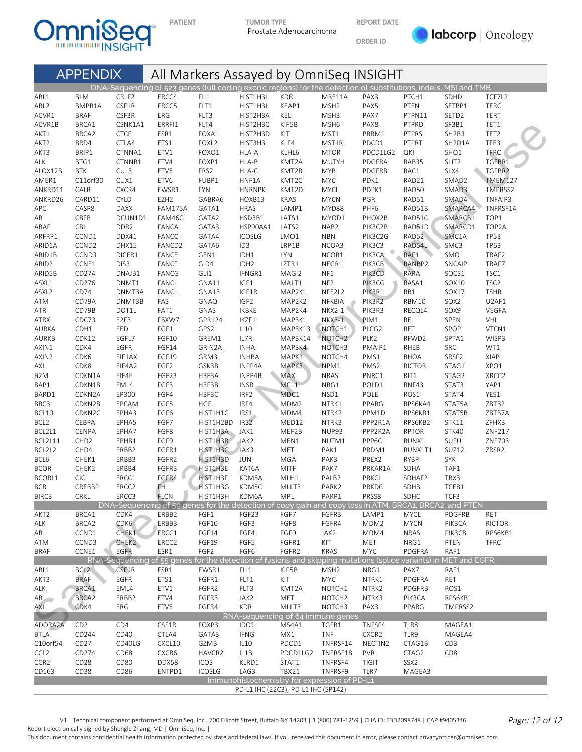## APPENDIX — All Markers Assayed by OmniSeq INSIGHT

### DNA-Sequencing of 523 genes (full coding exonic regions) for the detection of substitutions, indels, MSI and TMB

| | | | | | | | | | | | |
|---|---|---|---|---|---|---|---|---|---|---|---|
| ABL1 | BLM | CRLF2 | ERCC4 | FLI1 | HIST1H3I | KDR | MRE11A | PAX3 | PTCH1 | SDHD | TCF7L2 |
| ABL2 | BMPR1A | CSF1R | ERCC5 | FLT1 | HIST1H3J | KEAP1 | MSH2 | PAX5 | PTEN | SETBP1 | TERC |
| ACVR1 | BRAF | CSF3R | ERG | FLT3 | HIST2H3A | KEL | MSH3 | PAX7 | PTPN11 | SETD2 | TERT |
| ACVR1B | BRCA1 | CSNK1A1 | ERRFI1 | FLT4 | HIST2H3C | KIF5B | MSH6 | PAX8 | PTPRD | SF3B1 | TET1 |
| AKT1 | BRCA2 | CTCF | ESR1 | FOXA1 | HIST2H3D | KIT | MST1 | PBRM1 | PTPRS | SH2B3 | TET2 |
| AKT2 | BRD4 | CTLA4 | ETS1 | FOXL2 | HIST3H3 | KLF4 | MST1R | PDCD1 | PTPRT | SH2D1A | TFE3 |
| AKT3 | BRIP1 | CTNNA1 | ETV1 | FOXO1 | HLA-A | KLHL6 | MTOR | PDCD1LG2 | QKI | SHQ1 | TFRC |
| ALK | BTG1 | CTNNB1 | ETV4 | FOXP1 | HLA-B | KMT2A | MUTYH | PDGFRA | RAB35 | SLIT2 | TGFBR1 |
| ALOX12B | BTK | CUL3 | ETV5 | FRS2 | HLA-C | KMT2B | MYB | PDGFRB | RAC1 | SLX4 | TGFBR2 |
| AMER1 | C11orf30 | CUX1 | ETV6 | FUBP1 | HNF1A | KMT2C | MYC | PDK1 | RAD21 | SMAD2 | TMEM127 |
| ANKRD11 | CALR | CXCR4 | EWSR1 | FYN | HNRNPK | KMT2D | MYCL | PDPK1 | RAD50 | SMAD3 | TMPRSS2 |
| ANKRD26 | CARD11 | CYLD | EZH2 | GABRA6 | HOXB13 | KRAS | MYCN | PGR | RAD51 | SMAD4 | TNFAIP3 |
| APC | CASP8 | DAXX | FAM175A | GATA1 | HRAS | LAMP1 | MYD88 | PHF6 | RAD51B | SMARCA4 | TNFRSF14 |
| AR | CBFB | DCUN1D1 | FAM46C | GATA2 | HSD3B1 | LATS1 | MYOD1 | PHOX2B | RAD51C | SMARCB1 | TOP1 |
| ARAF | CBL | DDR2 | FANCA | GATA3 | HSP90AA1 | LATS2 | NAB2 | PIK3C2B | RAD51D | SMARCD1 | TOP2A |
| ARFRP1 | CCND1 | DDX41 | FANCC | GATA4 | ICOSLG | LMO1 | NBN | PIK3C2G | RAD52 | SMC1A | TP53 |
| ARID1A | CCND2 | DHX15 | FANCD2 | GATA6 | ID3 | LRP1B | NCOA3 | PIK3C3 | RAD54L | SMC3 | TP63 |
| ARID1B | CCND3 | DICER1 | FANCE | GEN1 | IDH1 | LYN | NCOR1 | PIK3CA | RAF1 | SMO | TRAF2 |
| ARID2 | CCNE1 | DIS3 | FANCF | GID4 | IDH2 | LZTR1 | NEGR1 | PIK3CB | RANBP2 | SNCAIP | TRAF7 |
| ARID5B | CD274 | DNAJB1 | FANCG | GLI1 | IFNGR1 | MAGI2 | NF1 | PIK3CD | RARA | SOCS1 | TSC1 |
| ASXL1 | CD276 | DNMT1 | FANCI | GNA11 | IGF1 | MALT1 | NF2 | PIK3CG | RASA1 | SOX10 | TSC2 |
| ASXL2 | CD74 | DNMT3A | FANCL | GNA13 | IGF1R | MAP2K1 | NFE2L2 | PIK3R1 | RB1 | SOX17 | TSHR |
| ATM | CD79A | DNMT3B | FAS | GNAQ | IGF2 | MAP2K2 | NFKBIA | PIK3R2 | RBM10 | SOX2 | U2AF1 |
| ATR | CD79B | DOT1L | FAT1 | GNAS | IKBKE | MAP2K4 | NKX2-1 | PIK3R3 | RECQL4 | SOX9 | VEGFA |
| ATRX | CDC73 | E2F3 | FBXW7 | GPR124 | IKZF1 | MAP3K1 | NKX3-1 | PIM1 | REL | SPEN | VHL |
| AURKA | CDH1 | EED | FGF1 | GPS2 | IL10 | MAP3K13 | NOTCH1 | PLCG2 | RET | SPOP | VTCN1 |
| AURKB | CDK12 | EGFL7 | FGF10 | GREM1 | IL7R | MAP3K14 | NOTCH2 | PLK2 | RFWD2 | SPTA1 | WISP3 |
| AXIN1 | CDK4 | EGFR | FGF14 | GRIN2A | INHA | MAP3K4 | NOTCH3 | PMAIP1 | RHEB | SRC | WT1 |
| AXIN2 | CDK6 | EIF1AX | FGF19 | GRM3 | INHBA | MAPK1 | NOTCH4 | PMS1 | RHOA | SRSF2 | XIAP |
| AXL | CDK8 | EIF4A2 | FGF2 | GSK3B | INPP4A | MAPK3 | NPM1 | PMS2 | RICTOR | STAG1 | XPO1 |
| B2M | CDKN1A | EIF4E | FGF23 | H3F3A | INPP4B | MAX | NRAS | PNRC1 | RIT1 | STAG2 | XRCC2 |
| BAP1 | CDKN1B | EML4 | FGF3 | H3F3B | INSR | MCL1 | NRG1 | POLD1 | RNF43 | STAT3 | YAP1 |
| BARD1 | CDKN2A | EP300 | FGF4 | H3F3C | IRF2 | MDC1 | NSD1 | POLE | ROS1 | STAT4 | YES1 |
| BBC3 | CDKN2B | EPCAM | FGF5 | HGF | IRF4 | MDM2 | NTRK1 | PPARG | RPS6KA4 | STAT5A | ZBTB2 |
| BCL10 | CDKN2C | EPHA3 | FGF6 | HIST1H1C | IRS1 | MDM4 | NTRK2 | PPM1D | RPS6KB1 | STAT5B | ZBTB7A |
| BCL2 | CEBPA | EPHA5 | FGF7 | HIST1H2BD | IRS2 | MED12 | NTRK3 | PPP2R1A | RPS6KB2 | STK11 | ZFHX3 |
| BCL2L1 | CENPA | EPHA7 | FGF8 | HIST1H3A | JAK1 | MEF2B | NUP93 | PPP2R2A | RPTOR | STK40 | ZNF217 |
| BCL2L11 | CHD2 | EPHB1 | FGF9 | HIST1H3B | JAK2 | MEN1 | NUTM1 | PPP6C | RUNX1 | SUFU | ZNF703 |
| BCL2L2 | CHD4 | ERBB2 | FGFR1 | HIST1H3C | JAK3 | MET | PAK1 | PRDM1 | RUNX1T1 | SUZ12 | ZRSR2 |
| BCL6 | CHEK1 | ERBB3 | FGFR2 | HIST1H3D | JUN | MGA | PAK3 | PREX2 | RYBP | SYK | |
| BCOR | CHEK2 | ERBB4 | FGFR3 | HIST1H3E | KAT6A | MITF | PAK7 | PRKAR1A | SDHA | TAF1 | |
| BCORL1 | CIC | ERCC1 | FGFR4 | HIST1H3F | KDM5A | MLH1 | PALB2 | PRKCI | SDHAF2 | TBX3 | |
| BCR | CREBBP | ERCC2 | FH | HIST1H3G | KDM5C | MLLT3 | PARK2 | PRKDC | SDHB | TCEB1 | |
| BIRC3 | CRKL | ERCC3 | FLCN | HIST1H3H | KDM6A | MPL | PARP1 | PRSS8 | SDHC | TCF3 | |

### DNA-Sequencing of 59 genes for the detection of copy gain and copy loss in ATM, BRCA1, BRCA2, and PTEN

| | | | | | | | | | | | |
|---|---|---|---|---|---|---|---|---|---|---|---|
| AKT2 | BRCA1 | CDK4 | ERBB2 | FGF1 | FGF23 | FGF7 | FGFR3 | LAMP1 | MYCL | PDGFRB | RET |
| ALK | BRCA2 | CDK6 | ERBB3 | FGF10 | FGF3 | FGF8 | FGFR4 | MDM2 | MYCN | PIK3CA | RICTOR |
| AR | CCND1 | CHEK1 | ERCC1 | FGF14 | FGF4 | FGF9 | JAK2 | MDM4 | NRAS | PIK3CB | RPS6KB1 |
| ATM | CCND3 | CHEK2 | ERCC2 | FGF19 | FGF5 | FGFR1 | KIT | MET | NRG1 | PTEN | TFRC |
| BRAF | CCNE1 | EGFR | ESR1 | FGF2 | FGF6 | FGFR2 | KRAS | MYC | PDGFRA | RAF1 | |

### RNA-Sequencing of 55 genes for the detection of fusions and skipping mutations (splice variants) in MET and EGFR

| | | | | | | | | | | |
|---|---|---|---|---|---|---|---|---|---|---|
| ABL1 | BCL2 | CSF1R | ESR1 | EWSR1 | FLI1 | KIF5B | MSH2 | NRG1 | PAX7 | RAF1 |
| AKT3 | BRAF | EGFR | ETS1 | FGFR1 | FLT1 | KIT | MYC | NTRK1 | PDGFRA | RET |
| ALK | BRCA1 | EML4 | ETV1 | FGFR2 | FLT3 | KMT2A | NOTCH1 | NTRK2 | PDGFRB | ROS1 |
| AR | BRCA2 | ERBB2 | ETV4 | FGFR3 | JAK2 | MET | NOTCH2 | NTRK3 | PIK3CA | RPS6KB1 |
| AXL | CDK4 | ERG | ETV5 | FGFR4 | KDR | MLLT3 | NOTCH3 | PAX3 | PPARG | TMPRSS2 |

### RNA-sequencing of 64 immune genes

| | | | | | | | | | | |
|---|---|---|---|---|---|---|---|---|---|---|
| ADORA2A | CD2 | CD4 | CSF1R | FOXP3 | IDO1 | MS4A1 | TGFB1 | TNFSF4 | TLR8 | MAGEA1 |
| BTLA | CD244 | CD40 | CTLA4 | GATA3 | IFNG | MX1 | TNF | CXCR2 | TLR9 | MAGEA4 |
| C10orf54 | CD27 | CD40LG | CXCL10 | GZMB | IL10 | PDCD1 | TNFRSF14 | NECTIN2 | CTAG1B | CD3 |
| CCL2 | CD274 | CD68 | CXCR6 | HAVCR2 | IL1B | PDCD1LG2 | TNFRSF18 | PVR | CTAG2 | CD8 |
| CCR2 | CD28 | CD80 | DDX58 | ICOS | KLRD1 | STAT1 | TNFRSF4 | TIGIT | SSX2 | |
| CD163 | CD38 | CD86 | ENTPD1 | ICOSLG | LAG3 | TBX21 | TNFRSF9 | TLR7 | MAGEA3 | |

### Immunohistochemistry for expression of PD-L1

PD-L1 IHC (22C3), PD-L1 IHC (SP142)

V1 | Technical component performed at OmniSeq, Inc., 700 Ellicott Street, Buffalo NY 14203 | 1 (800) 781-1259 | CLIA ID: 33D2098748 | CAP #9405346
Report electronically signed by Shengle Zhang, MD | OmniSeq, Inc. |
This document contains confidential health information protected by state and federal laws. If you received this document in error, please contact privacyofficer@omniseq.com